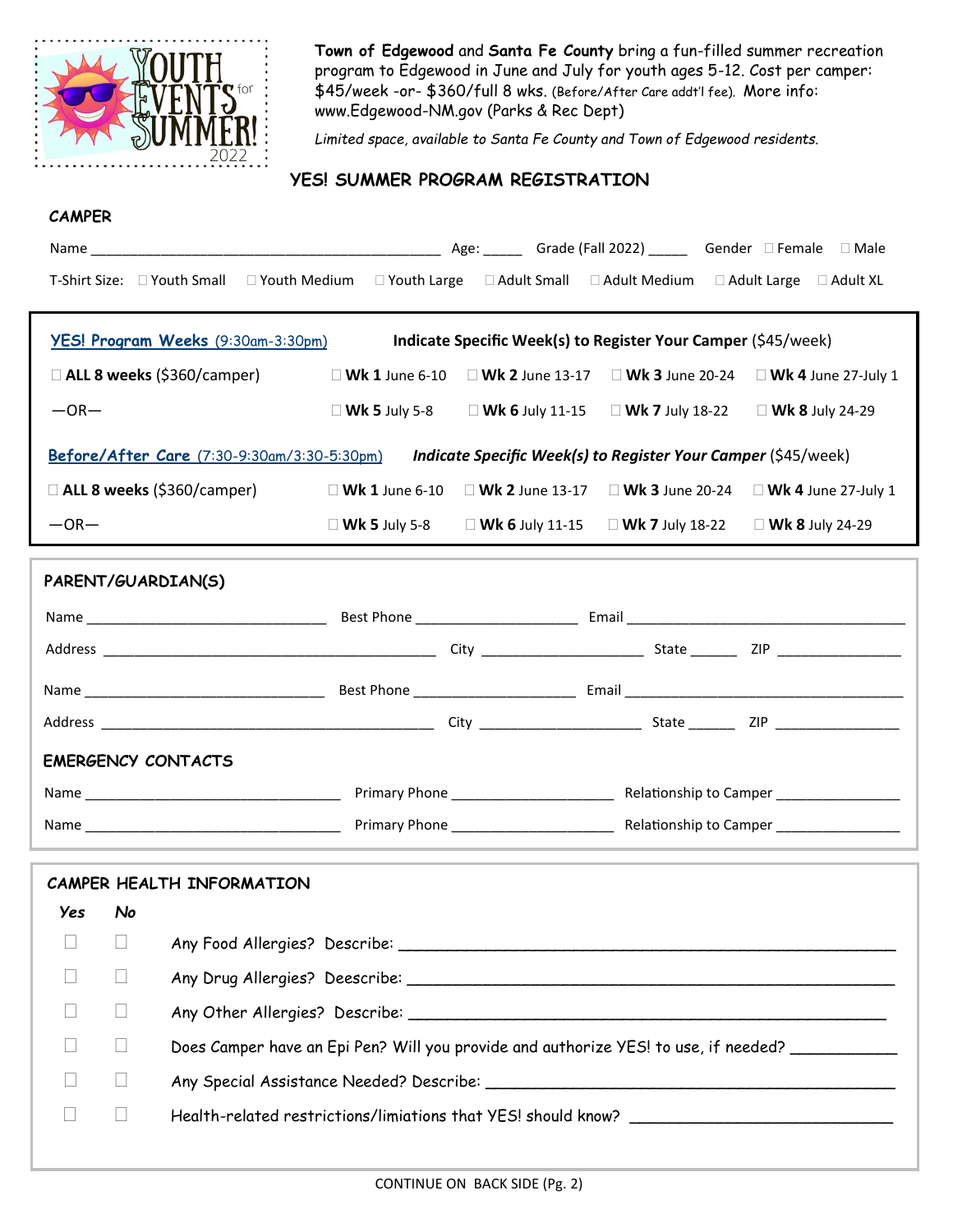YOUTH EVENTS for SUMMER! 2022

**Town of Edgewood** and **Santa Fe County** bring a fun-filled summer recreation program to Edgewood in June and July for youth ages 5-12. Cost per camper: $45/week -or- $360/full 8 wks. (Before/After Care addt'l fee). More info: www.Edgewood-NM.gov (Parks & Rec Dept)

*Limited space, available to Santa Fe County and Town of Edgewood residents.*

## YES! SUMMER PROGRAM REGISTRATION

### CAMPER

Name ______________________________________________ Age: _____ Grade (Fall 2022) _____ Gender ☐ Female ☐ Male

T-Shirt Size: ☐ Youth Small ☐ Youth Medium ☐ Youth Large ☐ Adult Small ☐ Adult Medium ☐ Adult Large ☐ Adult XL

**YES! Program Weeks** (9:30am-3:30pm) — **Indicate Specific Week(s) to Register Your Camper** ($45/week)

☐ **ALL 8 weeks** ($360/camper)

—OR—

☐ **Wk 1** June 6-10 ☐ **Wk 2** June 13-17 ☐ **Wk 3** June 20-24 ☐ **Wk 4** June 27-July 1
☐ **Wk 5** July 5-8 ☐ **Wk 6** July 11-15 ☐ **Wk 7** July 18-22 ☐ **Wk 8** July 24-29

**Before/After Care** (7:30-9:30am/3:30-5:30pm) — ***Indicate Specific Week(s) to Register Your Camper*** ($45/week)

☐ **ALL 8 weeks** ($360/camper)

—OR—

☐ **Wk 1** June 6-10 ☐ **Wk 2** June 13-17 ☐ **Wk 3** June 20-24 ☐ **Wk 4** June 27-July 1
☐ **Wk 5** July 5-8 ☐ **Wk 6** July 11-15 ☐ **Wk 7** July 18-22 ☐ **Wk 8** July 24-29

### PARENT/GUARDIAN(S)

Name ______________________________ Best Phone ____________________ Email ____________________________________

Address __________________________________________ City ____________________ State ______ ZIP _______________

Name ______________________________ Best Phone ____________________ Email ____________________________________

Address __________________________________________ City ____________________ State ______ ZIP _______________

### EMERGENCY CONTACTS

Name ________________________________ Primary Phone ____________________ Relationship to Camper _______________

Name ________________________________ Primary Phone ____________________ Relationship to Camper _______________

### CAMPER HEALTH INFORMATION

| *Yes* | *No* | |
|---|---|---|
| ☐ | ☐ | Any Food Allergies? Describe: ____________________________________________ |
| ☐ | ☐ | Any Drug Allergies? Deescribe: ____________________________________________ |
| ☐ | ☐ | Any Other Allergies? Describe: ____________________________________________ |
| ☐ | ☐ | Does Camper have an Epi Pen? Will you provide and authorize YES! to use, if needed? ___________ |
| ☐ | ☐ | Any Special Assistance Needed? Describe: ____________________________________ |
| ☐ | ☐ | Health-related restrictions/limiations that YES! should know? ___________________________ |

CONTINUE ON BACK SIDE (Pg. 2)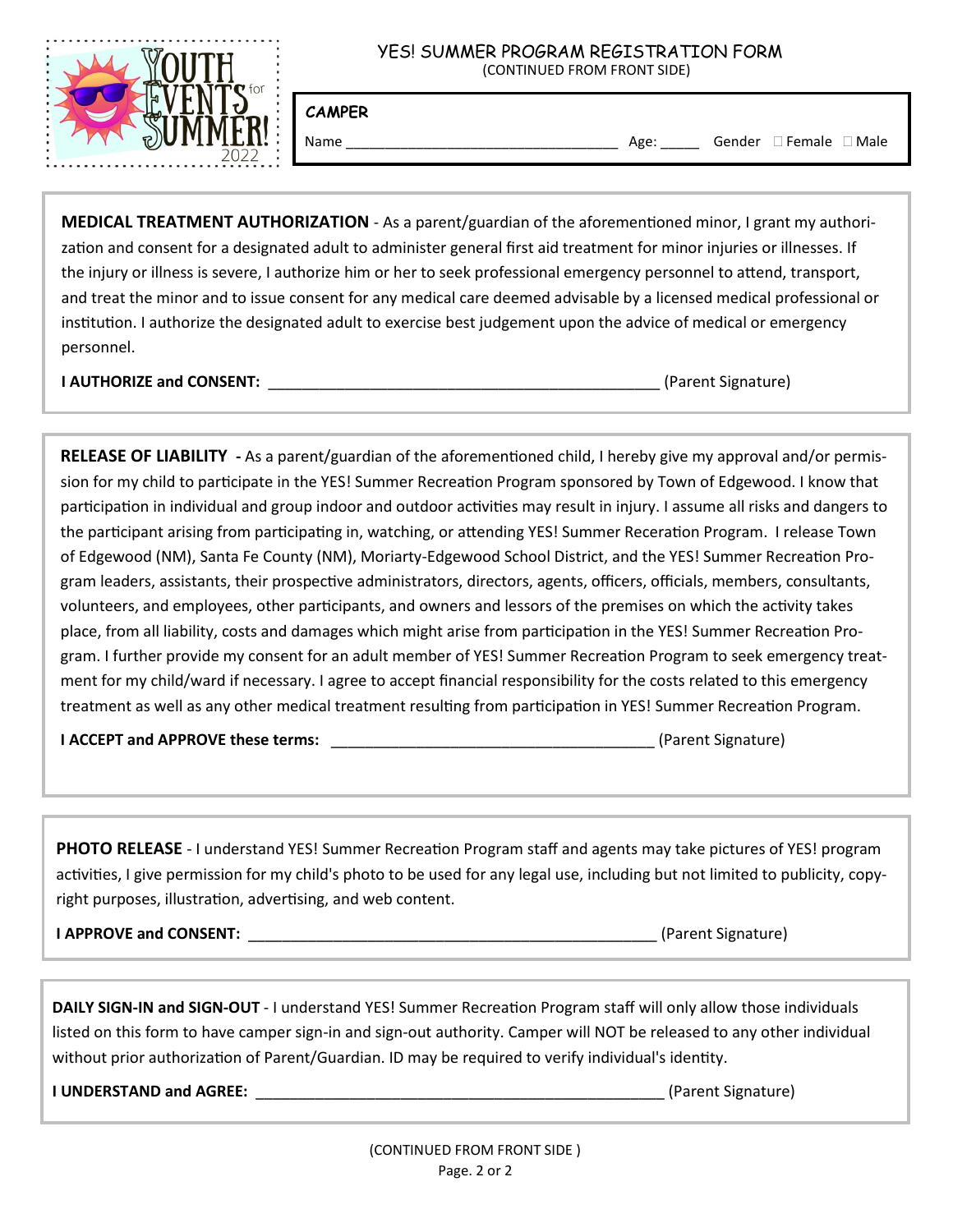YOUTH EVENTS for SUMMER! 2022

# YES! SUMMER PROGRAM REGISTRATION FORM

(CONTINUED FROM FRONT SIDE)

**CAMPER**

Name ________________________________ Age: _____ Gender ☐ Female ☐ Male

**MEDICAL TREATMENT AUTHORIZATION** - As a parent/guardian of the aforementioned minor, I grant my authorization and consent for a designated adult to administer general first aid treatment for minor injuries or illnesses. If the injury or illness is severe, I authorize him or her to seek professional emergency personnel to attend, transport, and treat the minor and to issue consent for any medical care deemed advisable by a licensed medical professional or institution. I authorize the designated adult to exercise best judgement upon the advice of medical or emergency personnel.

**I AUTHORIZE and CONSENT:** _____________________________________________ (Parent Signature)

**RELEASE OF LIABILITY -** As a parent/guardian of the aforementioned child, I hereby give my approval and/or permission for my child to participate in the YES! Summer Recreation Program sponsored by Town of Edgewood. I know that participation in individual and group indoor and outdoor activities may result in injury. I assume all risks and dangers to the participant arising from participating in, watching, or attending YES! Summer Receration Program. I release Town of Edgewood (NM), Santa Fe County (NM), Moriarty-Edgewood School District, and the YES! Summer Recreation Program leaders, assistants, their prospective administrators, directors, agents, officers, officials, members, consultants, volunteers, and employees, other participants, and owners and lessors of the premises on which the activity takes place, from all liability, costs and damages which might arise from participation in the YES! Summer Recreation Program. I further provide my consent for an adult member of YES! Summer Recreation Program to seek emergency treatment for my child/ward if necessary. I agree to accept financial responsibility for the costs related to this emergency treatment as well as any other medical treatment resulting from participation in YES! Summer Recreation Program.

**I ACCEPT and APPROVE these terms:** _____________________________________ (Parent Signature)

**PHOTO RELEASE** - I understand YES! Summer Recreation Program staff and agents may take pictures of YES! program activities, I give permission for my child's photo to be used for any legal use, including but not limited to publicity, copyright purposes, illustration, advertising, and web content.

**I APPROVE and CONSENT:** _______________________________________________ (Parent Signature)

**DAILY SIGN-IN and SIGN-OUT** - I understand YES! Summer Recreation Program staff will only allow those individuals listed on this form to have camper sign-in and sign-out authority. Camper will NOT be released to any other individual without prior authorization of Parent/Guardian. ID may be required to verify individual's identity.

**I UNDERSTAND and AGREE:** _____________________________________________ (Parent Signature)

(CONTINUED FROM FRONT SIDE )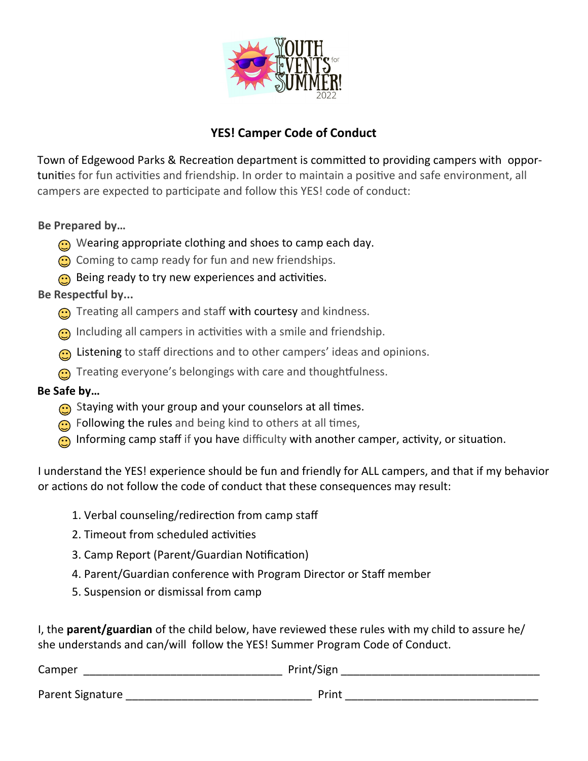YOUTH EVENTS for SUMMER! 2022

## YES! Camper Code of Conduct

Town of Edgewood Parks & Recreation department is committed to providing campers with opportunities for fun activities and friendship. In order to maintain a positive and safe environment, all campers are expected to participate and follow this YES! code of conduct:

**Be Prepared by…**

- Wearing appropriate clothing and shoes to camp each day.
- Coming to camp ready for fun and new friendships.
- Being ready to try new experiences and activities.

**Be Respectful by...**

- Treating all campers and staff with courtesy and kindness.
- Including all campers in activities with a smile and friendship.
- Listening to staff directions and to other campers' ideas and opinions.
- Treating everyone's belongings with care and thoughtfulness.

**Be Safe by…**

- Staying with your group and your counselors at all times.
- Following the rules and being kind to others at all times,
- Informing camp staff if you have difficulty with another camper, activity, or situation.

I understand the YES! experience should be fun and friendly for ALL campers, and that if my behavior or actions do not follow the code of conduct that these consequences may result:

1. Verbal counseling/redirection from camp staff
2. Timeout from scheduled activities
3. Camp Report (Parent/Guardian Notification)
4. Parent/Guardian conference with Program Director or Staff member
5. Suspension or dismissal from camp

I, the **parent/guardian** of the child below, have reviewed these rules with my child to assure he/she understands and can/will follow the YES! Summer Program Code of Conduct.

Camper ______________________________ Print/Sign ______________________________

Parent Signature ____________________________ Print ______________________________